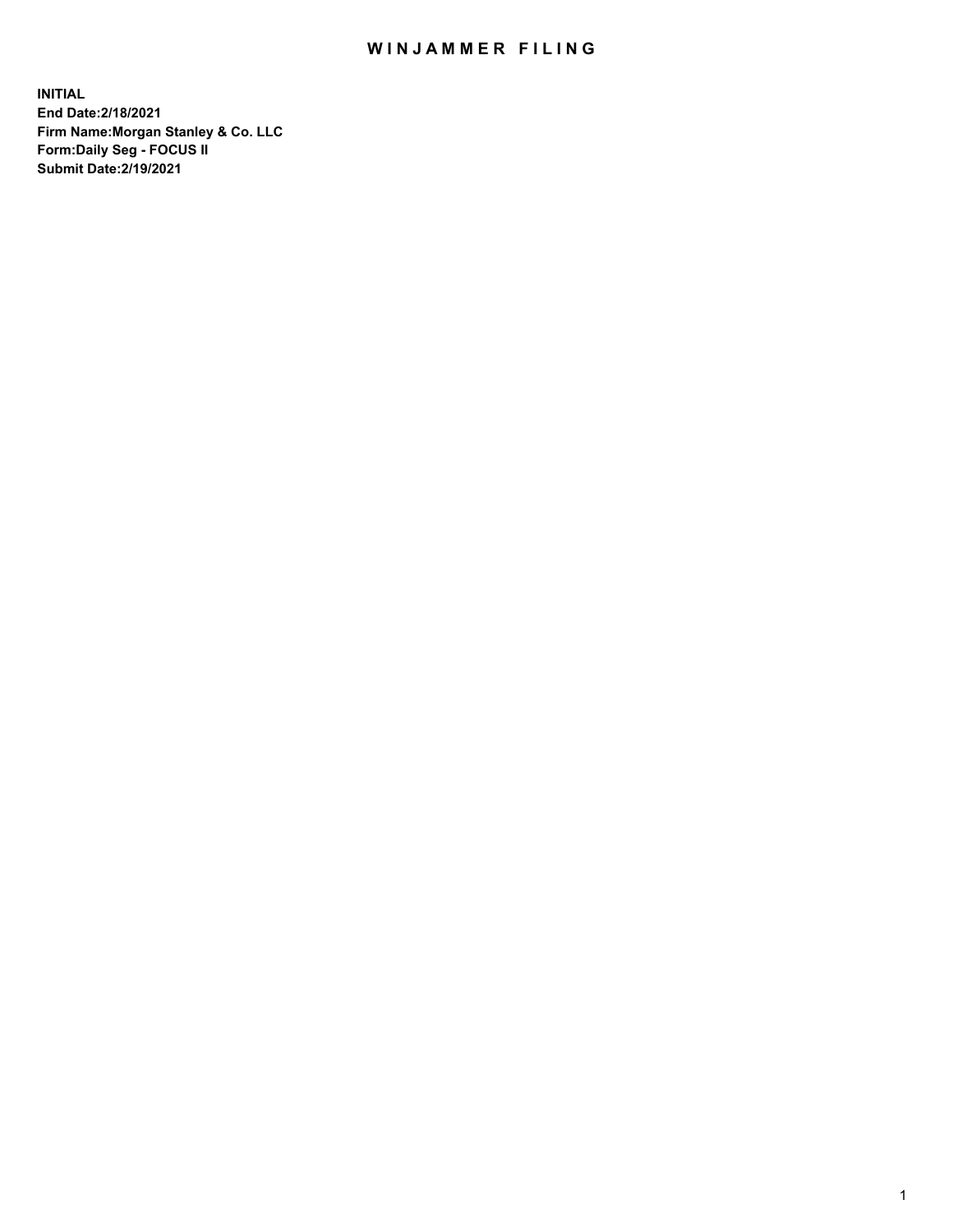# WINJAMMER FILING

**INITIAL**
**End Date:2/18/2021**
**Firm Name:Morgan Stanley & Co. LLC**
**Form:Daily Seg - FOCUS II**
**Submit Date:2/19/2021**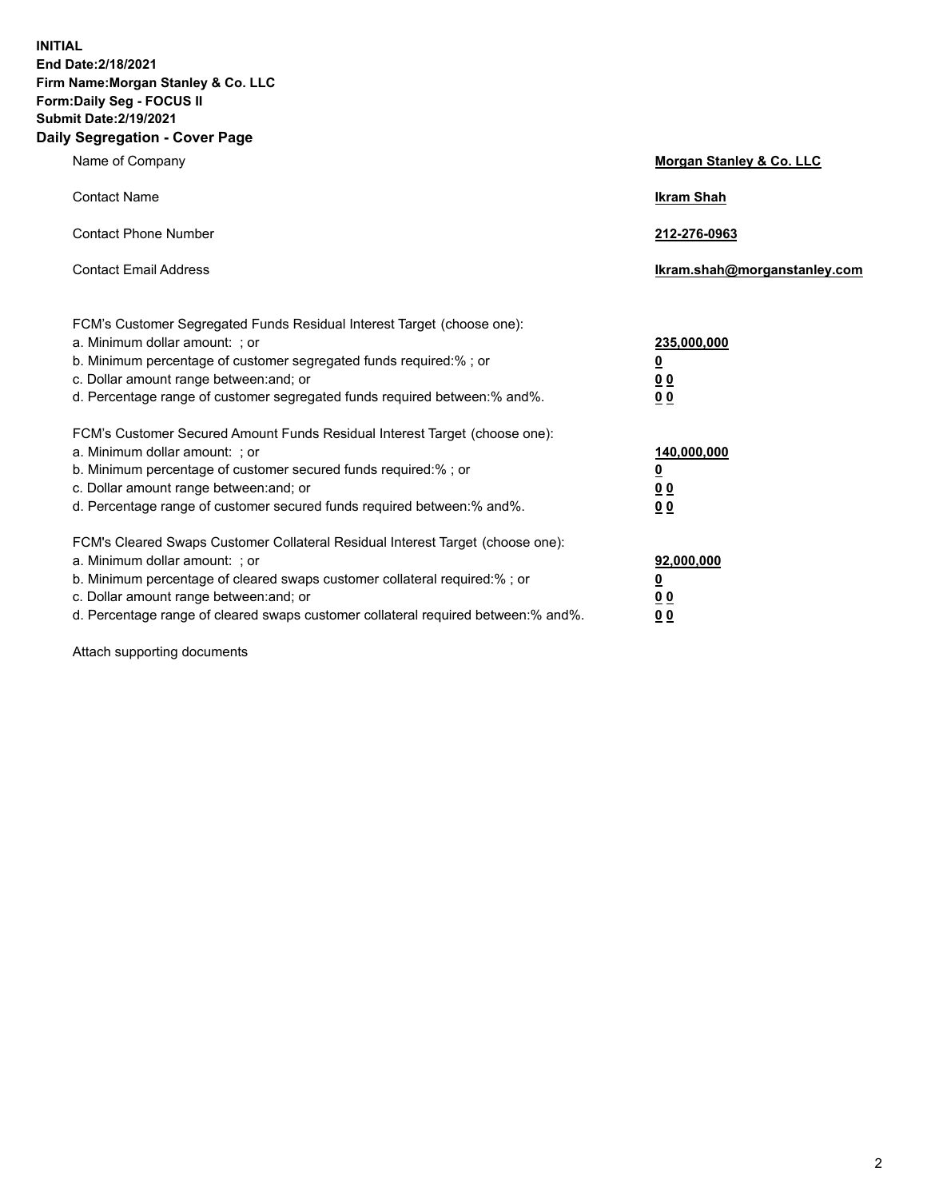**INITIAL**
**End Date:2/18/2021**
**Firm Name:Morgan Stanley & Co. LLC**
**Form:Daily Seg - FOCUS II**
**Submit Date:2/19/2021**
**Daily Segregation - Cover Page**

| | |
|---|---|
| Name of Company | **Morgan Stanley & Co. LLC** |
| Contact Name | **Ikram Shah** |
| Contact Phone Number | **212-276-0963** |
| Contact Email Address | **Ikram.shah@morganstanley.com** |

FCM's Customer Segregated Funds Residual Interest Target (choose one):

| | |
|---|---|
| a. Minimum dollar amount: ; or | **235,000,000** |
| b. Minimum percentage of customer segregated funds required:% ; or | **0** |
| c. Dollar amount range between:and; or | **0 0** |
| d. Percentage range of customer segregated funds required between:% and%. | **0 0** |

FCM's Customer Secured Amount Funds Residual Interest Target (choose one):

| | |
|---|---|
| a. Minimum dollar amount: ; or | **140,000,000** |
| b. Minimum percentage of customer secured funds required:% ; or | **0** |
| c. Dollar amount range between:and; or | **0 0** |
| d. Percentage range of customer secured funds required between:% and%. | **0 0** |

FCM's Cleared Swaps Customer Collateral Residual Interest Target (choose one):

| | |
|---|---|
| a. Minimum dollar amount: ; or | **92,000,000** |
| b. Minimum percentage of cleared swaps customer collateral required:% ; or | **0** |
| c. Dollar amount range between:and; or | **0 0** |
| d. Percentage range of cleared swaps customer collateral required between:% and%. | **0 0** |

Attach supporting documents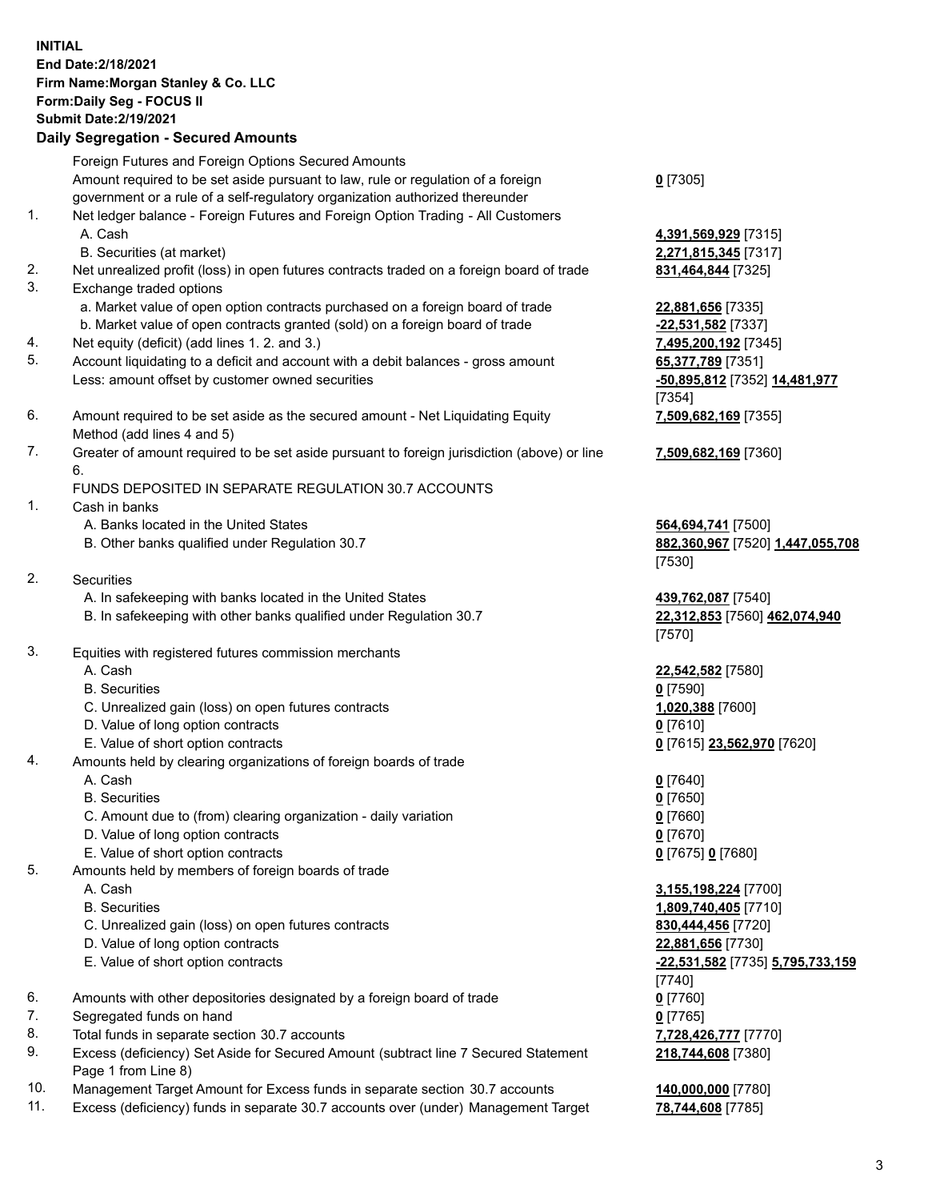**INITIAL**
**End Date:2/18/2021**
**Firm Name:Morgan Stanley & Co. LLC**
**Form:Daily Seg - FOCUS II**
**Submit Date:2/19/2021**

**Daily Segregation - Secured Amounts**

| | | |
|---|---|---|
| | Foreign Futures and Foreign Options Secured Amounts | |
| | Amount required to be set aside pursuant to law, rule or regulation of a foreign government or a rule of a self-regulatory organization authorized thereunder | **0** [7305] |
| 1. | Net ledger balance - Foreign Futures and Foreign Option Trading - All Customers | |
| | A. Cash | **4,391,569,929** [7315] |
| | B. Securities (at market) | **2,271,815,345** [7317] |
| 2. | Net unrealized profit (loss) in open futures contracts traded on a foreign board of trade | **831,464,844** [7325] |
| 3. | Exchange traded options | |
| | a. Market value of open option contracts purchased on a foreign board of trade | **22,881,656** [7335] |
| | b. Market value of open contracts granted (sold) on a foreign board of trade | **-22,531,582** [7337] |
| 4. | Net equity (deficit) (add lines 1. 2. and 3.) | **7,495,200,192** [7345] |
| 5. | Account liquidating to a deficit and account with a debit balances - gross amount | **65,377,789** [7351] |
| | Less: amount offset by customer owned securities | **-50,895,812** [7352] **14,481,977** [7354] |
| 6. | Amount required to be set aside as the secured amount - Net Liquidating Equity Method (add lines 4 and 5) | **7,509,682,169** [7355] |
| 7. | Greater of amount required to be set aside pursuant to foreign jurisdiction (above) or line 6. | **7,509,682,169** [7360] |
| | FUNDS DEPOSITED IN SEPARATE REGULATION 30.7 ACCOUNTS | |
| 1. | Cash in banks | |
| | A. Banks located in the United States | **564,694,741** [7500] |
| | B. Other banks qualified under Regulation 30.7 | **882,360,967** [7520] **1,447,055,708** [7530] |
| 2. | Securities | |
| | A. In safekeeping with banks located in the United States | **439,762,087** [7540] |
| | B. In safekeeping with other banks qualified under Regulation 30.7 | **22,312,853** [7560] **462,074,940** [7570] |
| 3. | Equities with registered futures commission merchants | |
| | A. Cash | **22,542,582** [7580] |
| | B. Securities | **0** [7590] |
| | C. Unrealized gain (loss) on open futures contracts | **1,020,388** [7600] |
| | D. Value of long option contracts | **0** [7610] |
| | E. Value of short option contracts | **0** [7615] **23,562,970** [7620] |
| 4. | Amounts held by clearing organizations of foreign boards of trade | |
| | A. Cash | **0** [7640] |
| | B. Securities | **0** [7650] |
| | C. Amount due to (from) clearing organization - daily variation | **0** [7660] |
| | D. Value of long option contracts | **0** [7670] |
| | E. Value of short option contracts | **0** [7675] **0** [7680] |
| 5. | Amounts held by members of foreign boards of trade | |
| | A. Cash | **3,155,198,224** [7700] |
| | B. Securities | **1,809,740,405** [7710] |
| | C. Unrealized gain (loss) on open futures contracts | **830,444,456** [7720] |
| | D. Value of long option contracts | **22,881,656** [7730] |
| | E. Value of short option contracts | **-22,531,582** [7735] **5,795,733,159** [7740] |
| 6. | Amounts with other depositories designated by a foreign board of trade | **0** [7760] |
| 7. | Segregated funds on hand | **0** [7765] |
| 8. | Total funds in separate section 30.7 accounts | **7,728,426,777** [7770] |
| 9. | Excess (deficiency) Set Aside for Secured Amount (subtract line 7 Secured Statement Page 1 from Line 8) | **218,744,608** [7380] |
| 10. | Management Target Amount for Excess funds in separate section 30.7 accounts | **140,000,000** [7780] |
| 11. | Excess (deficiency) funds in separate 30.7 accounts over (under) Management Target | **78,744,608** [7785] |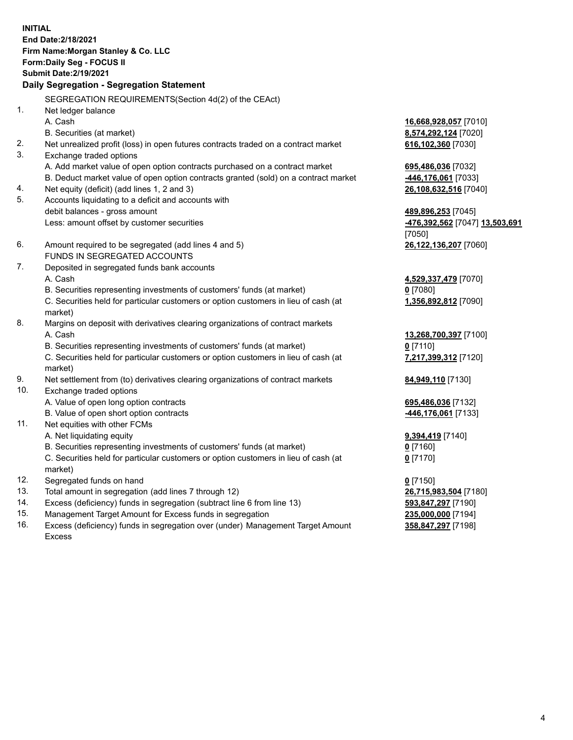**INITIAL**
**End Date:2/18/2021**
**Firm Name:Morgan Stanley & Co. LLC**
**Form:Daily Seg - FOCUS II**
**Submit Date:2/19/2021**

**Daily Segregation - Segregation Statement**

SEGREGATION REQUIREMENTS(Section 4d(2) of the CEAct)

| | | |
|---|---|---|
| 1. | Net ledger balance | |
| | A. Cash | **16,668,928,057** [7010] |
| | B. Securities (at market) | **8,574,292,124** [7020] |
| 2. | Net unrealized profit (loss) in open futures contracts traded on a contract market | **616,102,360** [7030] |
| 3. | Exchange traded options | |
| | A. Add market value of open option contracts purchased on a contract market | **695,486,036** [7032] |
| | B. Deduct market value of open option contracts granted (sold) on a contract market | **-446,176,061** [7033] |
| 4. | Net equity (deficit) (add lines 1, 2 and 3) | **26,108,632,516** [7040] |
| 5. | Accounts liquidating to a deficit and accounts with debit balances - gross amount | **489,896,253** [7045] |
| | Less: amount offset by customer securities | **-476,392,562** [7047] **13,503,691** [7050] |
| 6. | Amount required to be segregated (add lines 4 and 5) | **26,122,136,207** [7060] |
| | FUNDS IN SEGREGATED ACCOUNTS | |
| 7. | Deposited in segregated funds bank accounts | |
| | A. Cash | **4,529,337,479** [7070] |
| | B. Securities representing investments of customers' funds (at market) | **0** [7080] |
| | C. Securities held for particular customers or option customers in lieu of cash (at market) | **1,356,892,812** [7090] |
| 8. | Margins on deposit with derivatives clearing organizations of contract markets | |
| | A. Cash | **13,268,700,397** [7100] |
| | B. Securities representing investments of customers' funds (at market) | **0** [7110] |
| | C. Securities held for particular customers or option customers in lieu of cash (at market) | **7,217,399,312** [7120] |
| 9. | Net settlement from (to) derivatives clearing organizations of contract markets | **84,949,110** [7130] |
| 10. | Exchange traded options | |
| | A. Value of open long option contracts | **695,486,036** [7132] |
| | B. Value of open short option contracts | **-446,176,061** [7133] |
| 11. | Net equities with other FCMs | |
| | A. Net liquidating equity | **9,394,419** [7140] |
| | B. Securities representing investments of customers' funds (at market) | **0** [7160] |
| | C. Securities held for particular customers or option customers in lieu of cash (at market) | **0** [7170] |
| 12. | Segregated funds on hand | **0** [7150] |
| 13. | Total amount in segregation (add lines 7 through 12) | **26,715,983,504** [7180] |
| 14. | Excess (deficiency) funds in segregation (subtract line 6 from line 13) | **593,847,297** [7190] |
| 15. | Management Target Amount for Excess funds in segregation | **235,000,000** [7194] |
| 16. | Excess (deficiency) funds in segregation over (under) Management Target Amount Excess | **358,847,297** [7198] |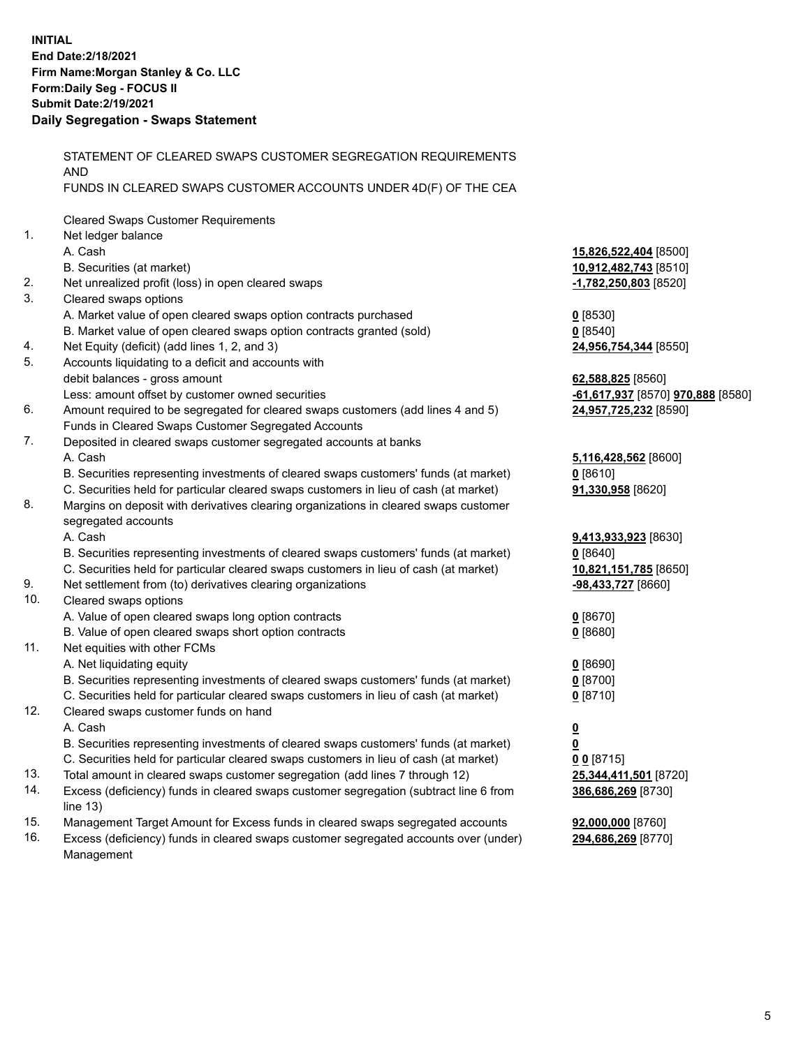**INITIAL**
**End Date:2/18/2021**
**Firm Name:Morgan Stanley & Co. LLC**
**Form:Daily Seg - FOCUS II**
**Submit Date:2/19/2021**
**Daily Segregation - Swaps Statement**

STATEMENT OF CLEARED SWAPS CUSTOMER SEGREGATION REQUIREMENTS AND
FUNDS IN CLEARED SWAPS CUSTOMER ACCOUNTS UNDER 4D(F) OF THE CEA

| | | |
|---|---|---|
| | Cleared Swaps Customer Requirements | |
| 1. | Net ledger balance | |
| | A. Cash | **15,826,522,404** [8500] |
| | B. Securities (at market) | **10,912,482,743** [8510] |
| 2. | Net unrealized profit (loss) in open cleared swaps | **-1,782,250,803** [8520] |
| 3. | Cleared swaps options | |
| | A. Market value of open cleared swaps option contracts purchased | **0** [8530] |
| | B. Market value of open cleared swaps option contracts granted (sold) | **0** [8540] |
| 4. | Net Equity (deficit) (add lines 1, 2, and 3) | **24,956,754,344** [8550] |
| 5. | Accounts liquidating to a deficit and accounts with | |
| | debit balances - gross amount | **62,588,825** [8560] |
| | Less: amount offset by customer owned securities | **-61,617,937** [8570] **970,888** [8580] |
| 6. | Amount required to be segregated for cleared swaps customers (add lines 4 and 5) | **24,957,725,232** [8590] |
| | Funds in Cleared Swaps Customer Segregated Accounts | |
| 7. | Deposited in cleared swaps customer segregated accounts at banks | |
| | A. Cash | **5,116,428,562** [8600] |
| | B. Securities representing investments of cleared swaps customers' funds (at market) | **0** [8610] |
| | C. Securities held for particular cleared swaps customers in lieu of cash (at market) | **91,330,958** [8620] |
| 8. | Margins on deposit with derivatives clearing organizations in cleared swaps customer segregated accounts | |
| | A. Cash | **9,413,933,923** [8630] |
| | B. Securities representing investments of cleared swaps customers' funds (at market) | **0** [8640] |
| | C. Securities held for particular cleared swaps customers in lieu of cash (at market) | **10,821,151,785** [8650] |
| 9. | Net settlement from (to) derivatives clearing organizations | **-98,433,727** [8660] |
| 10. | Cleared swaps options | |
| | A. Value of open cleared swaps long option contracts | **0** [8670] |
| | B. Value of open cleared swaps short option contracts | **0** [8680] |
| 11. | Net equities with other FCMs | |
| | A. Net liquidating equity | **0** [8690] |
| | B. Securities representing investments of cleared swaps customers' funds (at market) | **0** [8700] |
| | C. Securities held for particular cleared swaps customers in lieu of cash (at market) | **0** [8710] |
| 12. | Cleared swaps customer funds on hand | |
| | A. Cash | **0** |
| | B. Securities representing investments of cleared swaps customers' funds (at market) | **0** |
| | C. Securities held for particular cleared swaps customers in lieu of cash (at market) | **0** **0** [8715] |
| 13. | Total amount in cleared swaps customer segregation (add lines 7 through 12) | **25,344,411,501** [8720] |
| 14. | Excess (deficiency) funds in cleared swaps customer segregation (subtract line 6 from line 13) | **386,686,269** [8730] |
| 15. | Management Target Amount for Excess funds in cleared swaps segregated accounts | **92,000,000** [8760] |
| 16. | Excess (deficiency) funds in cleared swaps customer segregated accounts over (under) Management | **294,686,269** [8770] |